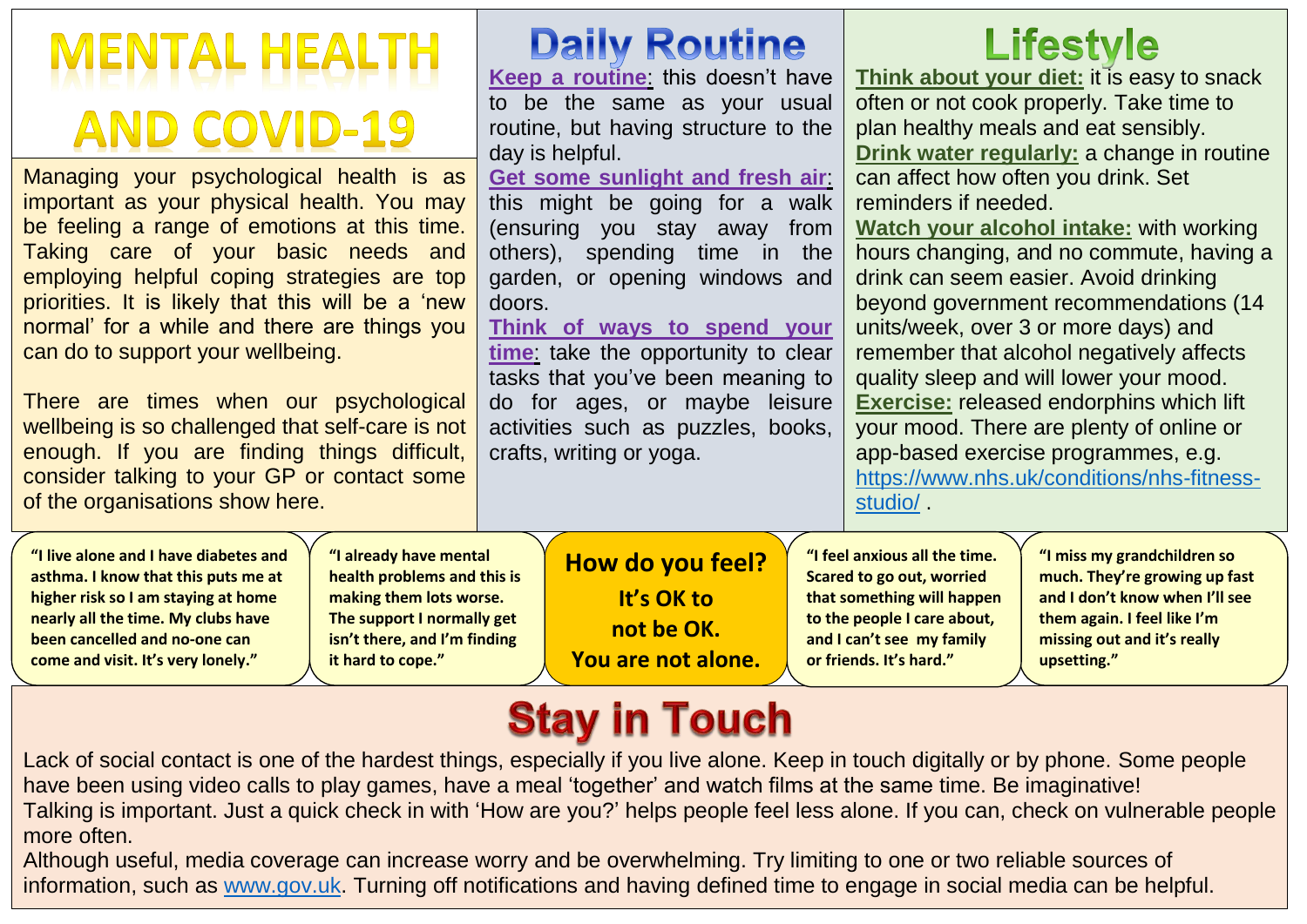# MENTAL HEALTH AND COVID-19

Managing your psychological health is as important as your physical health. You may be feeling a range of emotions at this time. Taking care of your basic needs and employing helpful coping strategies are top priorities. It is likely that this will be a 'new normal' for a while and there are things you can do to support your wellbeing.

There are times when our psychological wellbeing is so challenged that self-care is not enough. If you are finding things difficult, consider talking to your GP or contact some of the organisations show here.

## Daily Routine

**Keep a routine**: this doesn't have to be the same as your usual routine, but having structure to the day is helpful.

**Get some sunlight and fresh air**: this might be going for a walk (ensuring you stay away from others), spending time in the garden, or opening windows and doors.

**Think of ways to spend your time**: take the opportunity to clear tasks that you've been meaning to do for ages, or maybe leisure activities such as puzzles, books, crafts, writing or yoga.

## Lifestyle

**Think about your diet:** it is easy to snack often or not cook properly. Take time to plan healthy meals and eat sensibly.

**Drink water regularly:** a change in routine can affect how often you drink. Set reminders if needed.

**Watch your alcohol intake:** with working hours changing, and no commute, having a drink can seem easier. Avoid drinking beyond government recommendations (14 units/week, over 3 or more days) and remember that alcohol negatively affects quality sleep and will lower your mood.

**Exercise:** released endorphins which lift your mood. There are plenty of online or app-based exercise programmes, e.g. https://www.nhs.uk/conditions/nhs-fitness-studio/ .

**"I live alone and I have diabetes and asthma. I know that this puts me at higher risk so I am staying at home nearly all the time. My clubs have been cancelled and no-one can come and visit. It's very lonely."**

**"I already have mental health problems and this is making them lots worse. The support I normally get isn't there, and I'm finding it hard to cope."**

**How do you feel? It's OK to not be OK. You are not alone.**

**"I feel anxious all the time. Scared to go out, worried that something will happen to the people I care about, and I can't see my family or friends. It's hard."**

**"I miss my grandchildren so much. They're growing up fast and I don't know when I'll see them again. I feel like I'm missing out and it's really upsetting."**

## Stay in Touch

Lack of social contact is one of the hardest things, especially if you live alone. Keep in touch digitally or by phone. Some people have been using video calls to play games, have a meal 'together' and watch films at the same time. Be imaginative!

Talking is important. Just a quick check in with 'How are you?' helps people feel less alone. If you can, check on vulnerable people more often.

Although useful, media coverage can increase worry and be overwhelming. Try limiting to one or two reliable sources of information, such as www.gov.uk. Turning off notifications and having defined time to engage in social media can be helpful.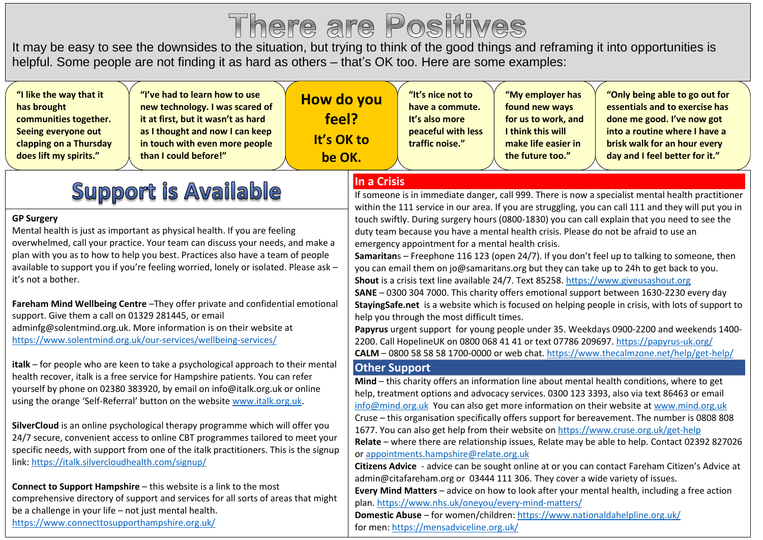# There are Positives

It may be easy to see the downsides to the situation, but trying to think of the good things and reframing it into opportunities is helpful. Some people are not finding it as hard as others – that's OK too. Here are some examples:

**"I like the way that it has brought communities together. Seeing everyone out clapping on a Thursday does lift my spirits."**

**"I've had to learn how to use new technology. I was scared of it at first, but it wasn't as hard as I thought and now I can keep in touch with even more people than I could before!"**

**How do you feel?**

**It's OK to be OK.**

**"It's nice not to have a commute. It's also more peaceful with less traffic noise."**

**"My employer has found new ways for us to work, and I think this will make life easier in the future too."**

**"Only being able to go out for essentials and to exercise has done me good. I've now got into a routine where I have a brisk walk for an hour every day and I feel better for it."**

# Support is Available

**GP Surgery**

Mental health is just as important as physical health. If you are feeling overwhelmed, call your practice. Your team can discuss your needs, and make a plan with you as to how to help you best. Practices also have a team of people available to support you if you're feeling worried, lonely or isolated. Please ask – it's not a bother.

**Fareham Mind Wellbeing Centre** –They offer private and confidential emotional support. Give them a call on 01329 281445, or email adminfg@solentmind.org.uk. More information is on their website at https://www.solentmind.org.uk/our-services/wellbeing-services/

**italk** – for people who are keen to take a psychological approach to their mental health recover, italk is a free service for Hampshire patients. You can refer yourself by phone on 02380 383920, by email on info@italk.org.uk or online using the orange 'Self-Referral' button on the website www.italk.org.uk.

**SilverCloud** is an online psychological therapy programme which will offer you 24/7 secure, convenient access to online CBT programmes tailored to meet your specific needs, with support from one of the italk practitioners. This is the signup link: https://italk.silvercloudhealth.com/signup/

**Connect to Support Hampshire** – this website is a link to the most comprehensive directory of support and services for all sorts of areas that might be a challenge in your life – not just mental health. https://www.connecttosupporthampshire.org.uk/

## In a Crisis

If someone is in immediate danger, call 999. There is now a specialist mental health practitioner within the 111 service in our area. If you are struggling, you can call 111 and they will put you in touch swiftly. During surgery hours (0800-1830) you can call explain that you need to see the duty team because you have a mental health crisis. Please do not be afraid to use an emergency appointment for a mental health crisis.

**Samaritan**s – Freephone 116 123 (open 24/7). If you don't feel up to talking to someone, then you can email them on jo@samaritans.org but they can take up to 24h to get back to you.

**Shout** is a crisis text line available 24/7. Text 85258. https://www.giveusashout.org

**SANE** – 0300 304 7000. This charity offers emotional support between 1630-2230 every day

**StayingSafe.net** is a website which is focused on helping people in crisis, with lots of support to help you through the most difficult times.

**Papyrus** urgent support for young people under 35. Weekdays 0900-2200 and weekends 1400-2200. Call HopelineUK on 0800 068 41 41 or text 07786 209697. https://papyrus-uk.org/

**CALM** – 0800 58 58 58 1700-0000 or web chat. https://www.thecalmzone.net/help/get-help/

## Other Support

**Mind** – this charity offers an information line about mental health conditions, where to get help, treatment options and advocacy services. 0300 123 3393, also via text 86463 or email info@mind.org.uk You can also get more information on their website at www.mind.org.uk

Cruse – this organisation specifically offers support for bereavement. The number is 0808 808 1677. You can also get help from their website on https://www.cruse.org.uk/get-help

**Relate** – where there are relationship issues, Relate may be able to help. Contact 02392 827026 or appointments.hampshire@relate.org.uk

**Citizens Advice** - advice can be sought online at or you can contact Fareham Citizen's Advice at admin@citafareham.org or 03444 111 306. They cover a wide variety of issues.

**Every Mind Matters** – advice on how to look after your mental health, including a free action plan. https://www.nhs.uk/oneyou/every-mind-matters/

**Domestic Abuse** – for women/children: https://www.nationaldahelpline.org.uk/ for men: https://mensadviceline.org.uk/